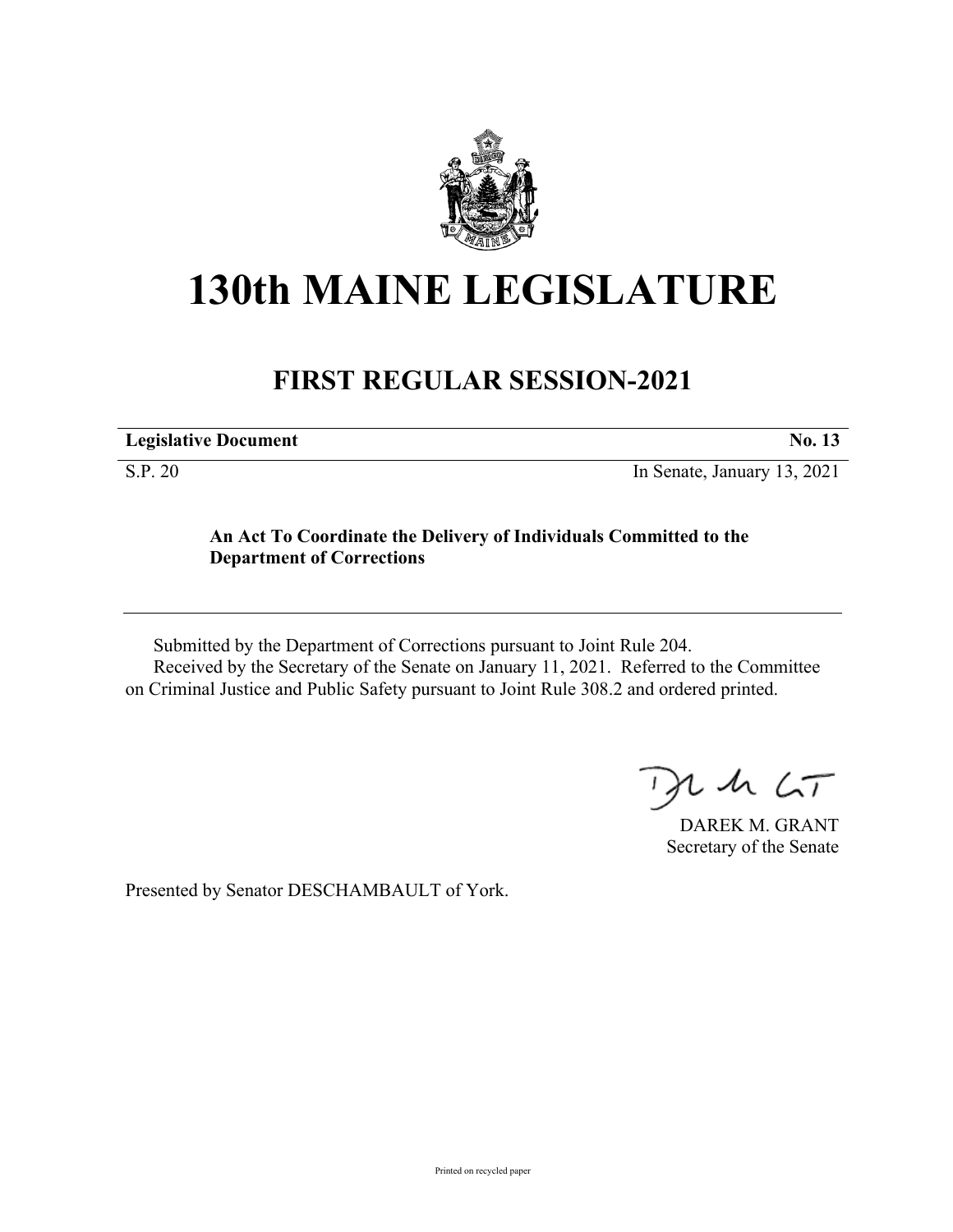# 130th MAINE LEGISLATURE

## FIRST REGULAR SESSION-2021

| **Legislative Document** | **No. 13** |
|---|---|
| S.P. 20 | In Senate, January 13, 2021 |

**An Act To Coordinate the Delivery of Individuals Committed to the Department of Corrections**

Submitted by the Department of Corrections pursuant to Joint Rule 204.

Received by the Secretary of the Senate on January 11, 2021. Referred to the Committee on Criminal Justice and Public Safety pursuant to Joint Rule 308.2 and ordered printed.

DAREK M. GRANT
Secretary of the Senate

Presented by Senator DESCHAMBAULT of York.

Printed on recycled paper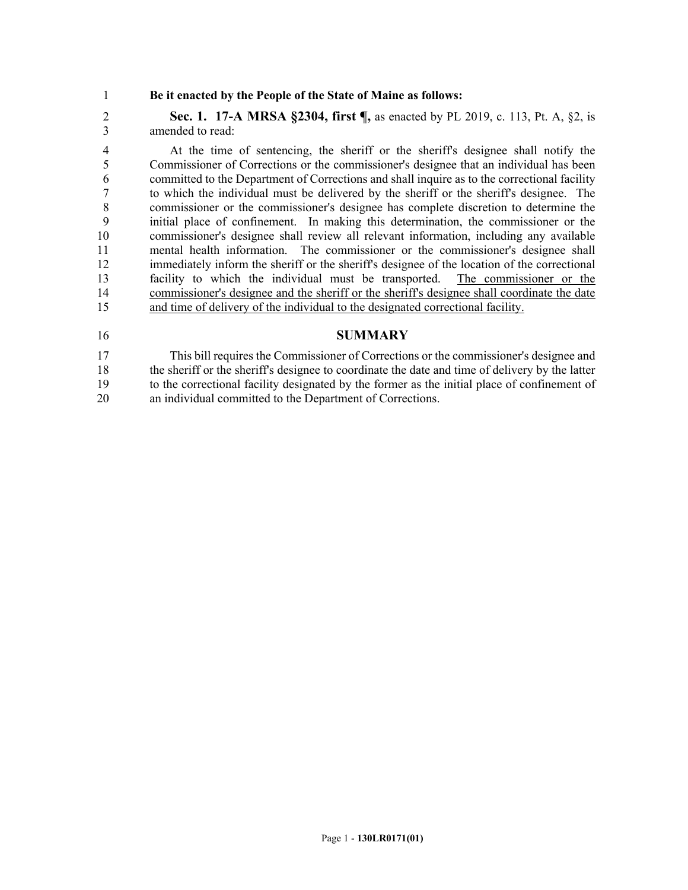**Be it enacted by the People of the State of Maine as follows:**

**Sec. 1. 17-A MRSA §2304, first ¶,** as enacted by PL 2019, c. 113, Pt. A, §2, is amended to read:

At the time of sentencing, the sheriff or the sheriff's designee shall notify the Commissioner of Corrections or the commissioner's designee that an individual has been committed to the Department of Corrections and shall inquire as to the correctional facility to which the individual must be delivered by the sheriff or the sheriff's designee. The commissioner or the commissioner's designee has complete discretion to determine the initial place of confinement. In making this determination, the commissioner or the commissioner's designee shall review all relevant information, including any available mental health information. The commissioner or the commissioner's designee shall immediately inform the sheriff or the sheriff's designee of the location of the correctional facility to which the individual must be transported. <u>The commissioner or the commissioner's designee and the sheriff or the sheriff's designee shall coordinate the date and time of delivery of the individual to the designated correctional facility.</u>

## SUMMARY

This bill requires the Commissioner of Corrections or the commissioner's designee and the sheriff or the sheriff's designee to coordinate the date and time of delivery by the latter to the correctional facility designated by the former as the initial place of confinement of an individual committed to the Department of Corrections.